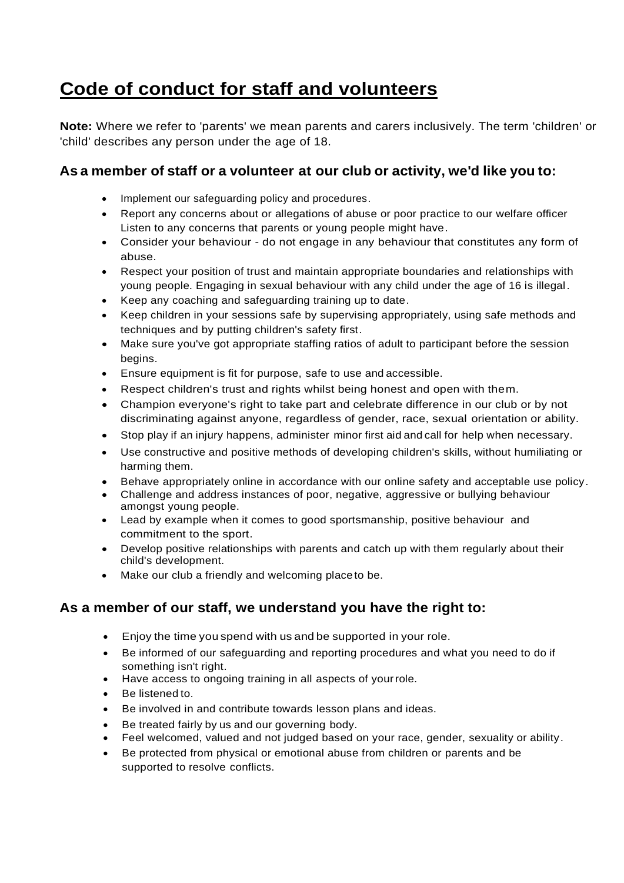# Code of conduct for staff and volunteers

**Note:** Where we refer to 'parents' we mean parents and carers inclusively. The term 'children' or 'child' describes any person under the age of 18.

### As a member of staff or a volunteer at our club or activity, we'd like you to:

- Implement our safeguarding policy and procedures.
- Report any concerns about or allegations of abuse or poor practice to our welfare officer Listen to any concerns that parents or young people might have.
- Consider your behaviour - do not engage in any behaviour that constitutes any form of abuse.
- Respect your position of trust and maintain appropriate boundaries and relationships with young people. Engaging in sexual behaviour with any child under the age of 16 is illegal.
- Keep any coaching and safeguarding training up to date.
- Keep children in your sessions safe by supervising appropriately, using safe methods and techniques and by putting children's safety first.
- Make sure you've got appropriate staffing ratios of adult to participant before the session begins.
- Ensure equipment is fit for purpose, safe to use and accessible.
- Respect children's trust and rights whilst being honest and open with them.
- Champion everyone's right to take part and celebrate difference in our club or by not discriminating against anyone, regardless of gender, race, sexual orientation or ability.
- Stop play if an injury happens, administer minor first aid and call for help when necessary.
- Use constructive and positive methods of developing children's skills, without humiliating or harming them.
- Behave appropriately online in accordance with our online safety and acceptable use policy.
- Challenge and address instances of poor, negative, aggressive or bullying behaviour amongst young people.
- Lead by example when it comes to good sportsmanship, positive behaviour and commitment to the sport.
- Develop positive relationships with parents and catch up with them regularly about their child's development.
- Make our club a friendly and welcoming place to be.

### As a member of our staff, we understand you have the right to:

- Enjoy the time you spend with us and be supported in your role.
- Be informed of our safeguarding and reporting procedures and what you need to do if something isn't right.
- Have access to ongoing training in all aspects of your role.
- Be listened to.
- Be involved in and contribute towards lesson plans and ideas.
- Be treated fairly by us and our governing body.
- Feel welcomed, valued and not judged based on your race, gender, sexuality or ability.
- Be protected from physical or emotional abuse from children or parents and be supported to resolve conflicts.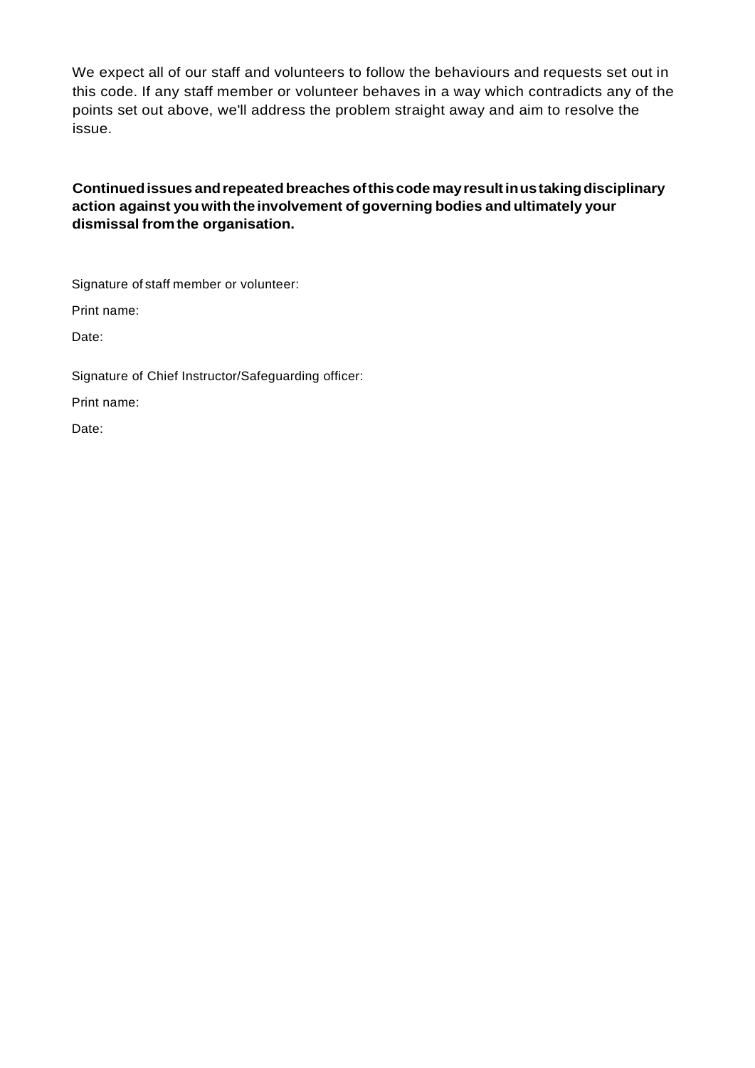We expect all of our staff and volunteers to follow the behaviours and requests set out in this code. If any staff member or volunteer behaves in a way which contradicts any of the points set out above, we'll address the problem straight away and aim to resolve the issue.

**Continued issues and repeated breaches of this code may result in us taking disciplinary action against you with the involvement of governing bodies and ultimately your dismissal from the organisation.**

Signature of staff member or volunteer:

Print name:

Date:

Signature of Chief Instructor/Safeguarding officer:

Print name:

Date: